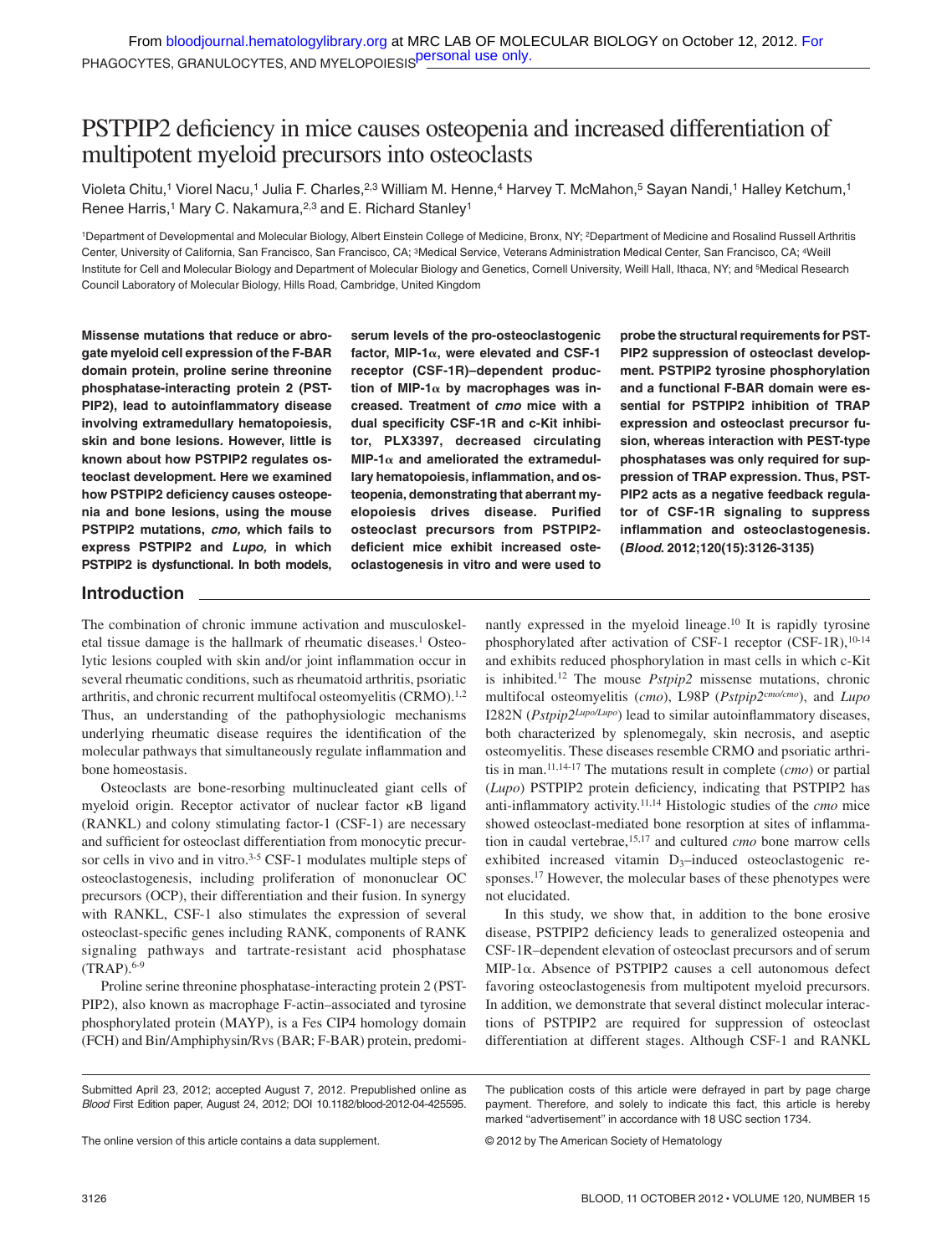# PSTPIP2 deficiency in mice causes osteopenia and increased differentiation of multipotent myeloid precursors into osteoclasts

Violeta Chitu,[1] Viorel Nacu,[1] Julia F. Charles,[2,3] William M. Henne,[4] Harvey T. McMahon,[5] Sayan Nandi,[1] Halley Ketchum,[1] Renee Harris,[1] Mary C. Nakamura,[2,3] and E. Richard Stanley[1]

[1]Department of Developmental and Molecular Biology, Albert Einstein College of Medicine, Bronx, NY; [2]Department of Medicine and Rosalind Russell Arthritis Center, University of California, San Francisco, San Francisco, CA; [3]Medical Service, Veterans Administration Medical Center, San Francisco, CA; [4]Weill Institute for Cell and Molecular Biology and Department of Molecular Biology and Genetics, Cornell University, Weill Hall, Ithaca, NY; and [5]Medical Research Council Laboratory of Molecular Biology, Hills Road, Cambridge, United Kingdom

**Missense mutations that reduce or abrogate myeloid cell expression of the F-BAR domain protein, proline serine threonine phosphatase-interacting protein 2 (PSTPIP2), lead to autoinflammatory disease involving extramedullary hematopoiesis, skin and bone lesions. However, little is known about how PSTPIP2 regulates osteoclast development. Here we examined how PSTPIP2 deficiency causes osteopenia and bone lesions, using the mouse PSTPIP2 mutations, *cmo,* which fails to express PSTPIP2 and *Lupo,* in which PSTPIP2 is dysfunctional. In both models, serum levels of the pro-osteoclastogenic factor, MIP-1α, were elevated and CSF-1 receptor (CSF-1R)–dependent production of MIP-1α by macrophages was increased. Treatment of *cmo* mice with a dual specificity CSF-1R and c-Kit inhibitor, PLX3397, decreased circulating MIP-1α and ameliorated the extramedullary hematopoiesis, inflammation, and osteopenia, demonstrating that aberrant myelopoiesis drives disease. Purified osteoclast precursors from PSTPIP2-deficient mice exhibit increased osteoclastogenesis in vitro and were used to probe the structural requirements for PSTPIP2 suppression of osteoclast development. PSTPIP2 tyrosine phosphorylation and a functional F-BAR domain were essential for PSTPIP2 inhibition of TRAP expression and osteoclast precursor fusion, whereas interaction with PEST-type phosphatases was only required for suppression of TRAP expression. Thus, PSTPIP2 acts as a negative feedback regulator of CSF-1R signaling to suppress inflammation and osteoclastogenesis. (*Blood.* 2012;120(15):3126-3135)**

## Introduction

The combination of chronic immune activation and musculoskeletal tissue damage is the hallmark of rheumatic diseases.[1] Osteolytic lesions coupled with skin and/or joint inflammation occur in several rheumatic conditions, such as rheumatoid arthritis, psoriatic arthritis, and chronic recurrent multifocal osteomyelitis (CRMO).[1,2] Thus, an understanding of the pathophysiologic mechanisms underlying rheumatic disease requires the identification of the molecular pathways that simultaneously regulate inflammation and bone homeostasis.

Osteoclasts are bone-resorbing multinucleated giant cells of myeloid origin. Receptor activator of nuclear factor κB ligand (RANKL) and colony stimulating factor-1 (CSF-1) are necessary and sufficient for osteoclast differentiation from monocytic precursor cells in vivo and in vitro.[3-5] CSF-1 modulates multiple steps of osteoclastogenesis, including proliferation of mononuclear OC precursors (OCP), their differentiation and their fusion. In synergy with RANKL, CSF-1 also stimulates the expression of several osteoclast-specific genes including RANK, components of RANK signaling pathways and tartrate-resistant acid phosphatase (TRAP).[6-9]

Proline serine threonine phosphatase-interacting protein 2 (PSTPIP2), also known as macrophage F-actin–associated and tyrosine phosphorylated protein (MAYP), is a Fes CIP4 homology domain (FCH) and Bin/Amphiphysin/Rvs (BAR; F-BAR) protein, predominantly expressed in the myeloid lineage.[10] It is rapidly tyrosine phosphorylated after activation of CSF-1 receptor (CSF-1R),[10-14] and exhibits reduced phosphorylation in mast cells in which c-Kit is inhibited.[12] The mouse *Pstpip2* missense mutations, chronic multifocal osteomyelitis (*cmo*), L98P ($Pstpip2^{cmo/cmo}$), and *Lupo* I282N ($Pstpip2^{Lupo/Lupo}$) lead to similar autoinflammatory diseases, both characterized by splenomegaly, skin necrosis, and aseptic osteomyelitis. These diseases resemble CRMO and psoriatic arthritis in man.[11,14-17] The mutations result in complete (*cmo*) or partial (*Lupo*) PSTPIP2 protein deficiency, indicating that PSTPIP2 has anti-inflammatory activity.[11,14] Histologic studies of the *cmo* mice showed osteoclast-mediated bone resorption at sites of inflammation in caudal vertebrae,[15,17] and cultured *cmo* bone marrow cells exhibited increased vitamin $D_3$–induced osteoclastogenic responses.[17] However, the molecular bases of these phenotypes were not elucidated.

In this study, we show that, in addition to the bone erosive disease, PSTPIP2 deficiency leads to generalized osteopenia and CSF-1R–dependent elevation of osteoclast precursors and of serum MIP-1α. Absence of PSTPIP2 causes a cell autonomous defect favoring osteoclastogenesis from multipotent myeloid precursors. In addition, we demonstrate that several distinct molecular interactions of PSTPIP2 are required for suppression of osteoclast differentiation at different stages. Although CSF-1 and RANKL

Submitted April 23, 2012; accepted August 7, 2012. Prepublished online as *Blood* First Edition paper, August 24, 2012; DOI 10.1182/blood-2012-04-425595.

The online version of this article contains a data supplement.

The publication costs of this article were defrayed in part by page charge payment. Therefore, and solely to indicate this fact, this article is hereby marked "advertisement" in accordance with 18 USC section 1734.

© 2012 by The American Society of Hematology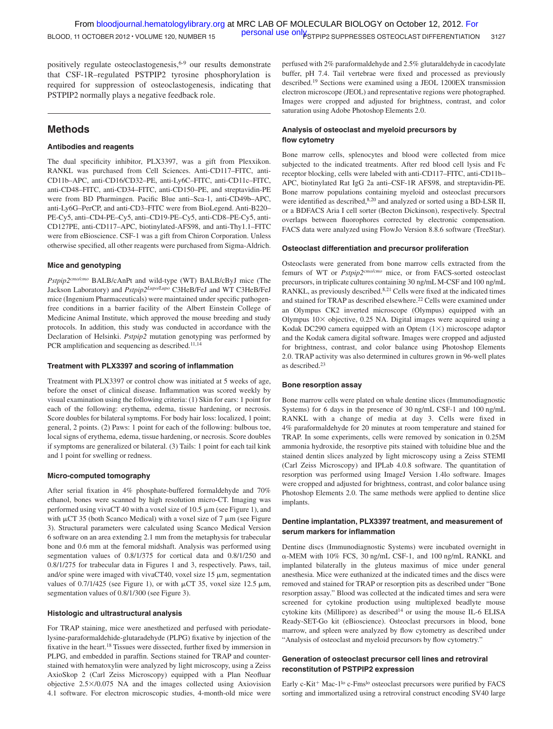positively regulate osteoclastogenesis,[6-9] our results demonstrate that CSF-1R–regulated PSTPIP2 tyrosine phosphorylation is required for suppression of osteoclastogenesis, indicating that PSTPIP2 normally plays a negative feedback role.

## Methods

### Antibodies and reagents

The dual specificity inhibitor, PLX3397, was a gift from Plexxikon. RANKL was purchased from Cell Sciences. Anti-CD117–FITC, anti-CD11b–APC, anti-CD16/CD32–PE, anti-Ly6C–FITC, anti-CD11c–FITC, anti-CD48–FITC, anti-CD34–FITC, anti-CD150–PE, and streptavidin-PE were from BD Pharmingen. Pacific Blue anti–Sca-1, anti-CD49b–APC, anti-Ly6G–PerCP, and anti-CD3–FITC were from BioLegend. Anti-B220–PE-Cy5, anti–CD4-PE–Cy5, anti–CD19-PE–Cy5, anti-CD8–PE-Cy5, anti-CD127PE, anti-CD117–APC, biotinylated-AFS98, and anti-Thy1.1–FITC were from eBioscience. CSF-1 was a gift from Chiron Corporation. Unless otherwise specified, all other reagents were purchased from Sigma-Aldrich.

### Mice and genotyping

*Pstpip2*$^{cmo/cmo}$ BALB/cAnPt and wild-type (WT) BALB/cByJ mice (The Jackson Laboratory) and *Pstpip2*$^{Lupo/Lupo}$ C3HeB/FeJ and WT C3HeB/FeJ mice (Ingenium Pharmaceuticals) were maintained under specific pathogen-free conditions in a barrier facility of the Albert Einstein College of Medicine Animal Institute, which approved the mouse breeding and study protocols. In addition, this study was conducted in accordance with the Declaration of Helsinki. *Pstpip2* mutation genotyping was performed by PCR amplification and sequencing as described.[11,14]

### Treatment with PLX3397 and scoring of inflammation

Treatment with PLX3397 or control chow was initiated at 5 weeks of age, before the onset of clinical disease. Inflammation was scored weekly by visual examination using the following criteria: (1) Skin for ears: 1 point for each of the following: erythema, edema, tissue hardening, or necrosis. Score doubles for bilateral symptoms. For body hair loss: localized, 1 point; general, 2 points. (2) Paws: 1 point for each of the following: bulbous toe, local signs of erythema, edema, tissue hardening, or necrosis. Score doubles if symptoms are generalized or bilateral. (3) Tails: 1 point for each tail kink and 1 point for swelling or redness.

### Micro-computed tomography

After serial fixation in 4% phosphate-buffered formaldehyde and 70% ethanol, bones were scanned by high resolution micro-CT. Imaging was performed using vivaCT 40 with a voxel size of 10.5 μm (see Figure 1), and with μCT 35 (both Scanco Medical) with a voxel size of 7 μm (see Figure 3). Structural parameters were calculated using Scanco Medical Version 6 software on an area extending 2.1 mm from the metaphysis for trabecular bone and 0.6 mm at the femoral midshaft. Analysis was performed using segmentation values of 0.8/1/375 for cortical data and 0.8/1/250 and 0.8/1/275 for trabecular data in Figures 1 and 3, respectively. Paws, tail, and/or spine were imaged with vivaCT40, voxel size 15 μm, segmentation values of 0.7/1/425 (see Figure 1), or with μCT 35, voxel size 12.5 μm, segmentation values of 0.8/1/300 (see Figure 3).

### Histologic and ultrastructural analysis

For TRAP staining, mice were anesthetized and perfused with periodate-lysine-paraformaldehide-glutaradehyde (PLPG) fixative by injection of the fixative in the heart.[18] Tissues were dissected, further fixed by immersion in PLPG, and embedded in paraffin. Sections stained for TRAP and counter-stained with hematoxylin were analyzed by light microscopy, using a Zeiss AxioSkop 2 (Carl Zeiss Microscopy) equipped with a Plan Neofluar objective 2.5×/0.075 NA and the images collected using Axiovision 4.1 software. For electron microscopic studies, 4-month-old mice were perfused with 2% paraformaldehyde and 2.5% glutaraldehyde in cacodylate buffer, pH 7.4. Tail vertebrae were fixed and processed as previously described.[19] Sections were examined using a JEOL 1200EX transmission electron microscope (JEOL) and representative regions were photographed. Images were cropped and adjusted for brightness, contrast, and color saturation using Adobe Photoshop Elements 2.0.

### Analysis of osteoclast and myeloid precursors by flow cytometry

Bone marrow cells, splenocytes and blood were collected from mice subjected to the indicated treatments. After red blood cell lysis and Fc receptor blocking, cells were labeled with anti-CD117–FITC, anti-CD11b–APC, biotinylated Rat IgG 2a anti–CSF-1R AFS98, and streptavidin-PE. Bone marrow populations containing myeloid and osteoclast precursors were identified as described,[8,20] and analyzed or sorted using a BD-LSR II, or a BDFACS Aria I cell sorter (Becton Dickinson), respectively. Spectral overlaps between fluorophores corrected by electronic compensation. FACS data were analyzed using FlowJo Version 8.8.6 software (TreeStar).

### Osteoclast differentiation and precursor proliferation

Osteoclasts were generated from bone marrow cells extracted from the femurs of WT or *Pstpip2*$^{cmo/cmo}$ mice, or from FACS-sorted osteoclast precursors, in triplicate cultures containing 30 ng/mL M-CSF and 100 ng/mL RANKL, as previously described.[8,21] Cells were fixed at the indicated times and stained for TRAP as described elsewhere.[22] Cells were examined under an Olympus CK2 inverted microscope (Olympus) equipped with an Olympus 10× objective, 0.25 NA. Digital images were acquired using a Kodak DC290 camera equipped with an Optem (1×) microscope adaptor and the Kodak camera digital software. Images were cropped and adjusted for brightness, contrast, and color balance using Photoshop Elements 2.0. TRAP activity was also determined in cultures grown in 96-well plates as described.[23]

### Bone resorption assay

Bone marrow cells were plated on whale dentine slices (Immunodiagnostic Systems) for 6 days in the presence of 30 ng/mL CSF-1 and 100 ng/mL RANKL with a change of media at day 3. Cells were fixed in 4% paraformaldehyde for 20 minutes at room temperature and stained for TRAP. In some experiments, cells were removed by sonication in 0.25M ammonia hydroxide, the resorptive pits stained with toluidine blue and the stained dentin slices analyzed by light microscopy using a Zeiss STEMI (Carl Zeiss Microscopy) and IPLab 4.0.8 software. The quantitation of resorption was performed using ImageJ Version 1.4lo software. Images were cropped and adjusted for brightness, contrast, and color balance using Photoshop Elements 2.0. The same methods were applied to dentine slice implants.

### Dentine implantation, PLX3397 treatment, and measurement of serum markers for inflammation

Dentine discs (Immunodiagnostic Systems) were incubated overnight in α-MEM with 10% FCS, 30 ng/mL CSF-1, and 100 ng/mL RANKL and implanted bilaterally in the gluteus maximus of mice under general anesthesia. Mice were euthanized at the indicated times and the discs were removed and stained for TRAP or resorption pits as described under "Bone resorption assay." Blood was collected at the indicated times and sera were screened for cytokine production using multiplexed beadlyte mouse cytokine kits (Millipore) as described[14] or using the mouse IL-6 ELISA Ready-SET-Go kit (eBioscience). Osteoclast precursors in blood, bone marrow, and spleen were analyzed by flow cytometry as described under "Analysis of osteoclast and myeloid precursors by flow cytometry."

### Generation of osteoclast precursor cell lines and retroviral reconstitution of PSTPIP2 expression

Early c-Kit$^{+}$ Mac-1$^{lo}$ c-Fms$^{lo}$ osteoclast precursors were purified by FACS sorting and immortalized using a retroviral construct encoding SV40 large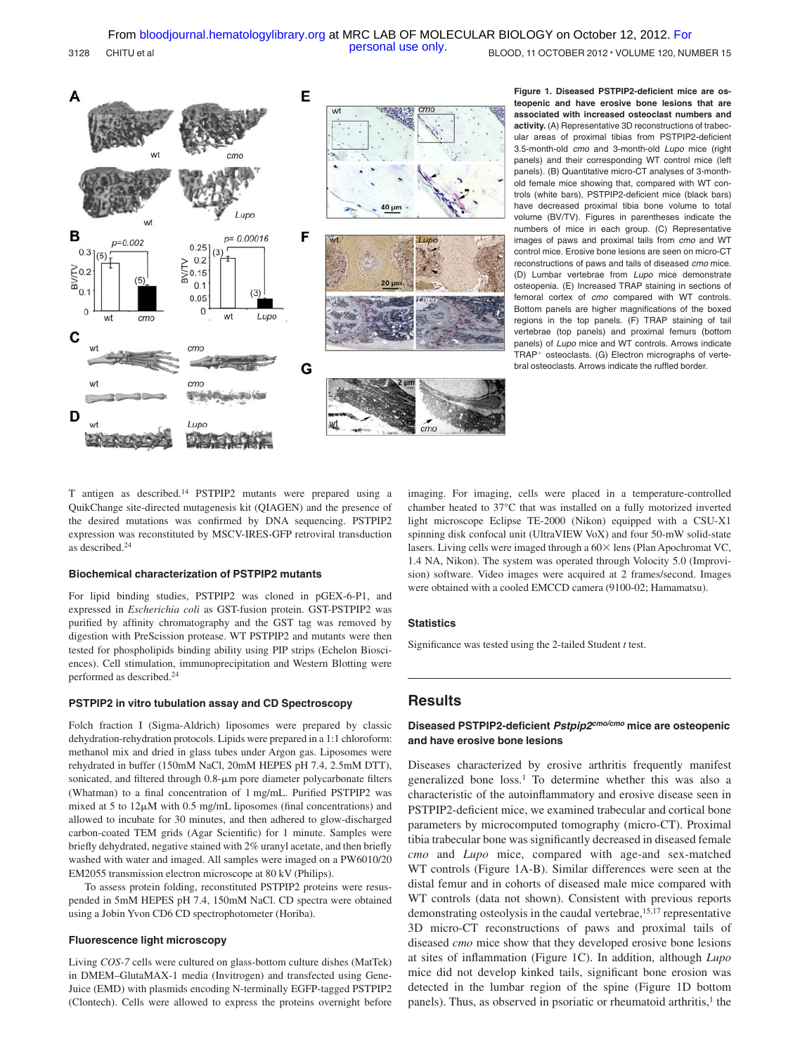**Figure 1. Diseased PSTPIP2-deficient mice are osteopenic and have erosive bone lesions that are associated with increased osteoclast numbers and activity.** (A) Representative 3D reconstructions of trabecular areas of proximal tibias from PSTPIP2-deficient 3.5-month-old *cmo* and 3-month-old *Lupo* mice (right panels) and their corresponding WT control mice (left panels). (B) Quantitative micro-CT analyses of 3-month-old female mice showing that, compared with WT controls (white bars), PSTPIP2-deficient mice (black bars) have decreased proximal tibia bone volume to total volume (BV/TV). Figures in parentheses indicate the numbers of mice in each group. (C) Representative images of paws and proximal tails from *cmo* and WT control mice. Erosive bone lesions are seen on micro-CT reconstructions of paws and tails of diseased *cmo* mice. (D) Lumbar vertebrae from *Lupo* mice demonstrate osteopenia. (E) Increased TRAP staining in sections of femoral cortex of *cmo* compared with WT controls. Bottom panels are higher magnifications of the boxed regions in the top panels. (F) TRAP staining of tail vertebrae (top panels) and proximal femurs (bottom panels) of *Lupo* mice and WT controls. Arrows indicate TRAP+ osteoclasts. (G) Electron micrographs of vertebral osteoclasts. Arrows indicate the ruffled border.

T antigen as described.[14] PSTPIP2 mutants were prepared using a QuikChange site-directed mutagenesis kit (QIAGEN) and the presence of the desired mutations was confirmed by DNA sequencing. PSTPIP2 expression was reconstituted by MSCV-IRES-GFP retroviral transduction as described.[24]

### Biochemical characterization of PSTPIP2 mutants

For lipid binding studies, PSTPIP2 was cloned in pGEX-6-P1, and expressed in *Escherichia coli* as GST-fusion protein. GST-PSTPIP2 was purified by affinity chromatography and the GST tag was removed by digestion with PreScission protease. WT PSTPIP2 and mutants were then tested for phospholipids binding ability using PIP strips (Echelon Biosciences). Cell stimulation, immunoprecipitation and Western Blotting were performed as described.[24]

### PSTPIP2 in vitro tubulation assay and CD Spectroscopy

Folch fraction I (Sigma-Aldrich) liposomes were prepared by classic dehydration-rehydration protocols. Lipids were prepared in a 1:1 chloroform: methanol mix and dried in glass tubes under Argon gas. Liposomes were rehydrated in buffer (150mM NaCl, 20mM HEPES pH 7.4, 2.5mM DTT), sonicated, and filtered through 0.8-μm pore diameter polycarbonate filters (Whatman) to a final concentration of 1 mg/mL. Purified PSTPIP2 was mixed at 5 to 12μM with 0.5 mg/mL liposomes (final concentrations) and allowed to incubate for 30 minutes, and then adhered to glow-discharged carbon-coated TEM grids (Agar Scientific) for 1 minute. Samples were briefly dehydrated, negative stained with 2% uranyl acetate, and then briefly washed with water and imaged. All samples were imaged on a PW6010/20 EM2055 transmission electron microscope at 80 kV (Philips).

To assess protein folding, reconstituted PSTPIP2 proteins were resuspended in 5mM HEPES pH 7.4, 150mM NaCl. CD spectra were obtained using a Jobin Yvon CD6 CD spectrophotometer (Horiba).

### Fluorescence light microscopy

Living *COS-7* cells were cultured on glass-bottom culture dishes (MatTek) in DMEM–GlutaMAX-1 media (Invitrogen) and transfected using GeneJuice (EMD) with plasmids encoding N-terminally EGFP-tagged PSTPIP2 (Clontech). Cells were allowed to express the proteins overnight before imaging. For imaging, cells were placed in a temperature-controlled chamber heated to 37°C that was installed on a fully motorized inverted light microscope Eclipse TE-2000 (Nikon) equipped with a CSU-X1 spinning disk confocal unit (UltraVIEW VoX) and four 50-mW solid-state lasers. Living cells were imaged through a 60× lens (Plan Apochromat VC, 1.4 NA, Nikon). The system was operated through Volocity 5.0 (Improvision) software. Video images were acquired at 2 frames/second. Images were obtained with a cooled EMCCD camera (9100-02; Hamamatsu).

### Statistics

Significance was tested using the 2-tailed Student *t* test.

## Results

### Diseased PSTPIP2-deficient *Pstpip2*$^{cmo/cmo}$ mice are osteopenic and have erosive bone lesions

Diseases characterized by erosive arthritis frequently manifest generalized bone loss.[1] To determine whether this was also a characteristic of the autoinflammatory and erosive disease seen in PSTPIP2-deficient mice, we examined trabecular and cortical bone parameters by microcomputed tomography (micro-CT). Proximal tibia trabecular bone was significantly decreased in diseased female *cmo* and *Lupo* mice, compared with age-and sex-matched WT controls (Figure 1A-B). Similar differences were seen at the distal femur and in cohorts of diseased male mice compared with WT controls (data not shown). Consistent with previous reports demonstrating osteolysis in the caudal vertebrae,[15,17] representative 3D micro-CT reconstructions of paws and proximal tails of diseased *cmo* mice show that they developed erosive bone lesions at sites of inflammation (Figure 1C). In addition, although *Lupo* mice did not develop kinked tails, significant bone erosion was detected in the lumbar region of the spine (Figure 1D bottom panels). Thus, as observed in psoriatic or rheumatoid arthritis,[1] the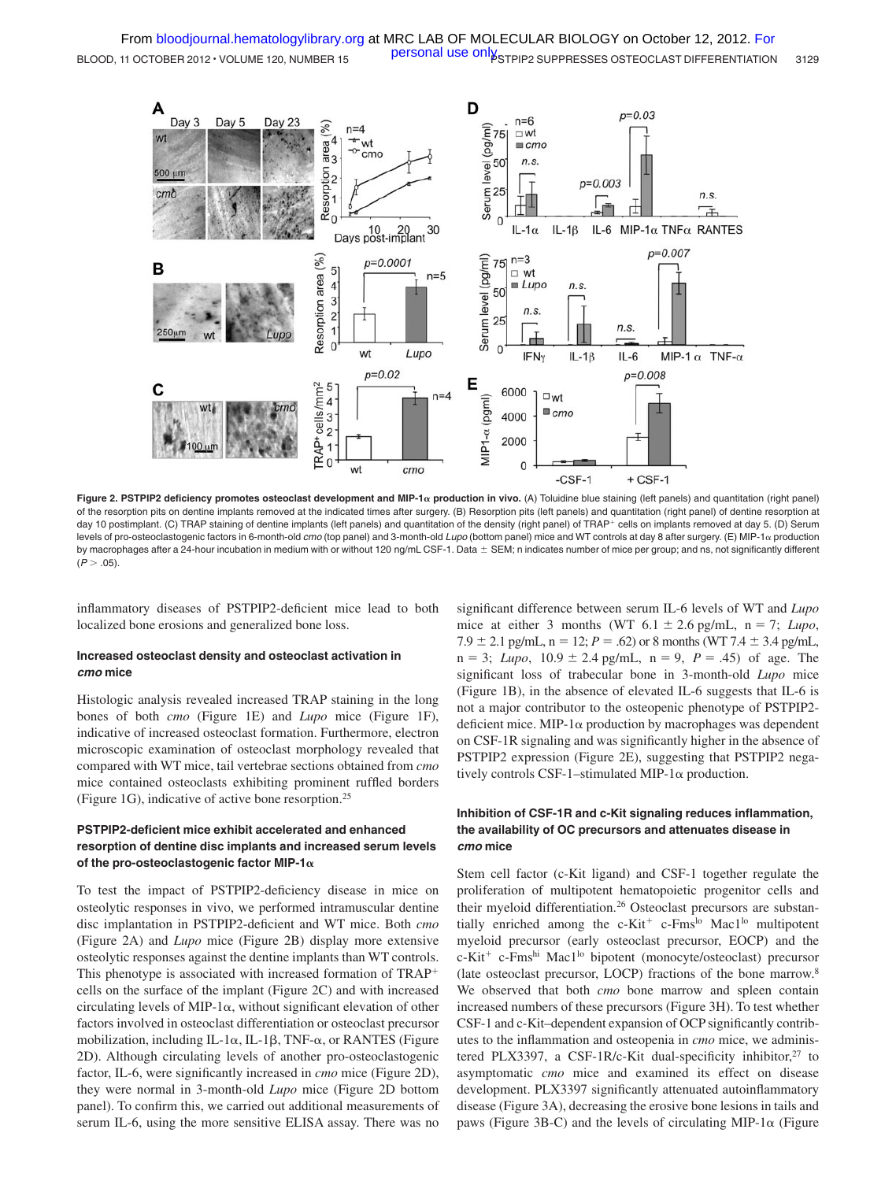**Figure 2. PSTPIP2 deficiency promotes osteoclast development and MIP-1α production in vivo.** (A) Toluidine blue staining (left panels) and quantitation (right panel) of the resorption pits on dentine implants removed at the indicated times after surgery. (B) Resorption pits (left panels) and quantitation (right panel) of dentine resorption at day 10 postimplant. (C) TRAP staining of dentine implants (left panels) and quantitation of the density (right panel) of TRAP+ cells on implants removed at day 5. (D) Serum levels of pro-osteoclastogenic factors in 6-month-old *cmo* (top panel) and 3-month-old *Lupo* (bottom panel) mice and WT controls at day 8 after surgery. (E) MIP-1α production by macrophages after a 24-hour incubation in medium with or without 120 ng/mL CSF-1. Data ± SEM; n indicates number of mice per group; and ns, not significantly different ($P > .05$).

inflammatory diseases of PSTPIP2-deficient mice lead to both localized bone erosions and generalized bone loss.

### Increased osteoclast density and osteoclast activation in *cmo* mice

Histologic analysis revealed increased TRAP staining in the long bones of both *cmo* (Figure 1E) and *Lupo* mice (Figure 1F), indicative of increased osteoclast formation. Furthermore, electron microscopic examination of osteoclast morphology revealed that compared with WT mice, tail vertebrae sections obtained from *cmo* mice contained osteoclasts exhibiting prominent ruffled borders (Figure 1G), indicative of active bone resorption.[25]

### PSTPIP2-deficient mice exhibit accelerated and enhanced resorption of dentine disc implants and increased serum levels of the pro-osteoclastogenic factor MIP-1α

To test the impact of PSTPIP2-deficiency disease in mice on osteolytic responses in vivo, we performed intramuscular dentine disc implantation in PSTPIP2-deficient and WT mice. Both *cmo* (Figure 2A) and *Lupo* mice (Figure 2B) display more extensive osteolytic responses against the dentine implants than WT controls. This phenotype is associated with increased formation of TRAP+ cells on the surface of the implant (Figure 2C) and with increased circulating levels of MIP-1α, without significant elevation of other factors involved in osteoclast differentiation or osteoclast precursor mobilization, including IL-1α, IL-1β, TNF-α, or RANTES (Figure 2D). Although circulating levels of another pro-osteoclastogenic factor, IL-6, were significantly increased in *cmo* mice (Figure 2D), they were normal in 3-month-old *Lupo* mice (Figure 2D bottom panel). To confirm this, we carried out additional measurements of serum IL-6, using the more sensitive ELISA assay. There was no significant difference between serum IL-6 levels of WT and *Lupo* mice at either 3 months (WT 6.1 ± 2.6 pg/mL, n = 7; *Lupo*, 7.9 ± 2.1 pg/mL, n = 12; $P = .62$) or 8 months (WT 7.4 ± 3.4 pg/mL, n = 3; *Lupo*, 10.9 ± 2.4 pg/mL, n = 9, $P = .45$) of age. The significant loss of trabecular bone in 3-month-old *Lupo* mice (Figure 1B), in the absence of elevated IL-6 suggests that IL-6 is not a major contributor to the osteopenic phenotype of PSTPIP2-deficient mice. MIP-1α production by macrophages was dependent on CSF-1R signaling and was significantly higher in the absence of PSTPIP2 expression (Figure 2E), suggesting that PSTPIP2 negatively controls CSF-1–stimulated MIP-1α production.

### Inhibition of CSF-1R and c-Kit signaling reduces inflammation, the availability of OC precursors and attenuates disease in *cmo* mice

Stem cell factor (c-Kit ligand) and CSF-1 together regulate the proliferation of multipotent hematopoietic progenitor cells and their myeloid differentiation.[26] Osteoclast precursors are substantially enriched among the c-Kit+ c-Fms$^{lo}$ Mac1$^{lo}$ multipotent myeloid precursor (early osteoclast precursor, EOCP) and the c-Kit+ c-Fms$^{hi}$ Mac1$^{lo}$ bipotent (monocyte/osteoclast) precursor (late osteoclast precursor, LOCP) fractions of the bone marrow.[8] We observed that both *cmo* bone marrow and spleen contain increased numbers of these precursors (Figure 3H). To test whether CSF-1 and c-Kit–dependent expansion of OCP significantly contributes to the inflammation and osteopenia in *cmo* mice, we administered PLX3397, a CSF-1R/c-Kit dual-specificity inhibitor,[27] to asymptomatic *cmo* mice and examined its effect on disease development. PLX3397 significantly attenuated autoinflammatory disease (Figure 3A), decreasing the erosive bone lesions in tails and paws (Figure 3B-C) and the levels of circulating MIP-1α (Figure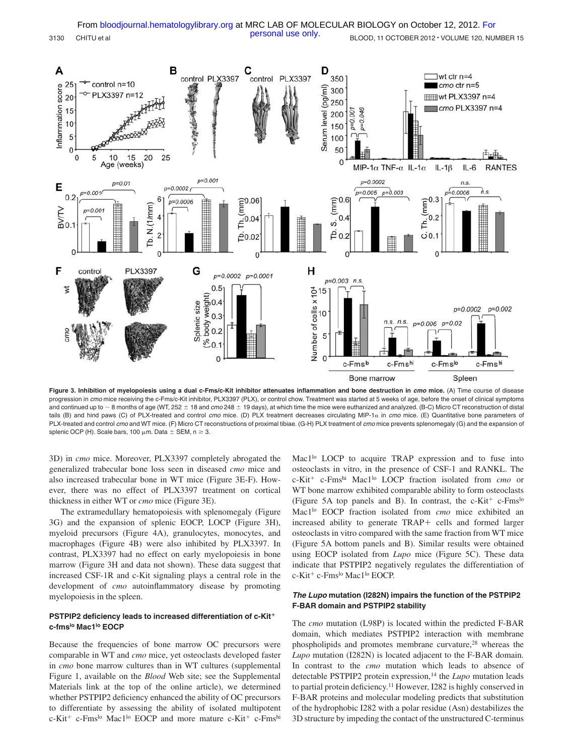**Figure 3. Inhibition of myelopoiesis using a dual c-Fms/c-Kit inhibitor attenuates inflammation and bone destruction in *cmo* mice.** (A) Time course of disease progression in *cmo* mice receiving the c-Fms/c-Kit inhibitor, PLX3397 (PLX), or control chow. Treatment was started at 5 weeks of age, before the onset of clinical symptoms and continued up to ~ 8 months of age (WT, 252 ± 18 and *cmo* 248 ± 19 days), at which time the mice were euthanized and analyzed. (B-C) Micro CT reconstruction of distal tails (B) and hind paws (C) of PLX-treated and control *cmo* mice. (D) PLX treatment decreases circulating MIP-1α in *cmo* mice. (E) Quantitative bone parameters of PLX-treated and control *cmo* and WT mice. (F) Micro CT reconstructions of proximal tibiae. (G-H) PLX treatment of *cmo* mice prevents splenomegaly (G) and the expansion of splenic OCP (H). Scale bars, 100 μm. Data ± SEM, n ≥ 3.

3D) in *cmo* mice. Moreover, PLX3397 completely abrogated the generalized trabecular bone loss seen in diseased *cmo* mice and also increased trabecular bone in WT mice (Figure 3E-F). However, there was no effect of PLX3397 treatment on cortical thickness in either WT or *cmo* mice (Figure 3E).

The extramedullary hematopoiesis with splenomegaly (Figure 3G) and the expansion of splenic EOCP, LOCP (Figure 3H), myeloid precursors (Figure 4A), granulocytes, monocytes, and macrophages (Figure 4B) were also inhibited by PLX3397. In contrast, PLX3397 had no effect on early myelopoiesis in bone marrow (Figure 3H and data not shown). These data suggest that increased CSF-1R and c-Kit signaling plays a central role in the development of *cmo* autoinflammatory disease by promoting myelopoiesis in the spleen.

### PSTPIP2 deficiency leads to increased differentiation of c-Kit+ c-fmslo Mac1lo EOCP

Because the frequencies of bone marrow OC precursors were comparable in WT and *cmo* mice, yet osteoclasts developed faster in *cmo* bone marrow cultures than in WT cultures (supplemental Figure 1, available on the *Blood* Web site; see the Supplemental Materials link at the top of the online article), we determined whether PSTPIP2 deficiency enhanced the ability of OC precursors to differentiate by assessing the ability of isolated multipotent c-Kit+ c-Fmslo Mac1lo EOCP and more mature c-Kit+ c-Fmshi Mac1lo LOCP to acquire TRAP expression and to fuse into osteoclasts in vitro, in the presence of CSF-1 and RANKL. The c-Kit+ c-Fmshi Mac1lo LOCP fraction isolated from *cmo* or WT bone marrow exhibited comparable ability to form osteoclasts (Figure 5A top panels and B). In contrast, the c-Kit+ c-Fmslo Mac1lo EOCP fraction isolated from *cmo* mice exhibited an increased ability to generate TRAP+ cells and formed larger osteoclasts in vitro compared with the same fraction from WT mice (Figure 5A bottom panels and B). Similar results were obtained using EOCP isolated from *Lupo* mice (Figure 5C). These data indicate that PSTPIP2 negatively regulates the differentiation of c-Kit+ c-Fmslo Mac1lo EOCP.

### *The Lupo* mutation (I282N) impairs the function of the PSTPIP2 F-BAR domain and PSTPIP2 stability

The *cmo* mutation (L98P) is located within the predicted F-BAR domain, which mediates PSTPIP2 interaction with membrane phospholipids and promotes membrane curvature,[28] whereas the *Lupo* mutation (I282N) is located adjacent to the F-BAR domain. In contrast to the *cmo* mutation which leads to absence of detectable PSTPIP2 protein expression,[14] the *Lupo* mutation leads to partial protein deficiency.[11] However, I282 is highly conserved in F-BAR proteins and molecular modeling predicts that substitution of the hydrophobic I282 with a polar residue (Asn) destabilizes the 3D structure by impeding the contact of the unstructured C-terminus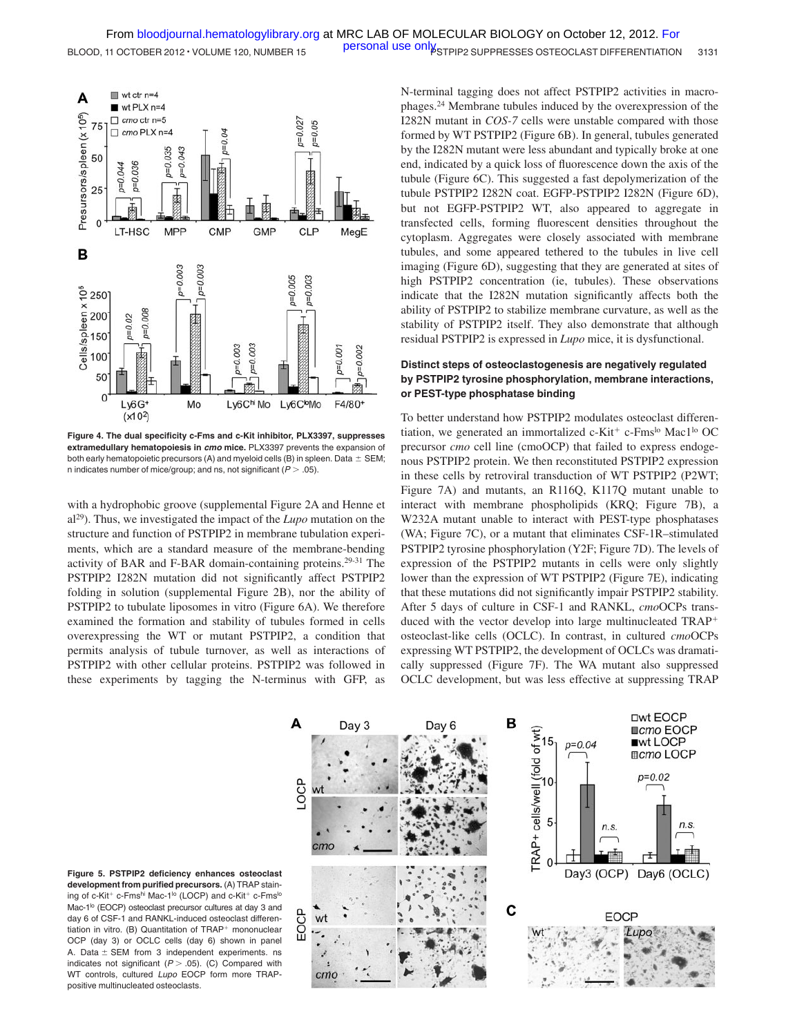**Figure 4. The dual specificity c-Fms and c-Kit inhibitor, PLX3397, suppresses extramedullary hematopoiesis in *cmo* mice.** PLX3397 prevents the expansion of both early hematopoietic precursors (A) and myeloid cells (B) in spleen. Data ± SEM; n indicates number of mice/group; and ns, not significant ($P > .05$).

with a hydrophobic groove (supplemental Figure 2A and Henne et al[29]). Thus, we investigated the impact of the *Lupo* mutation on the structure and function of PSTPIP2 in membrane tubulation experiments, which are a standard measure of the membrane-bending activity of BAR and F-BAR domain-containing proteins.[29-31] The PSTPIP2 I282N mutation did not significantly affect PSTPIP2 folding in solution (supplemental Figure 2B), nor the ability of PSTPIP2 to tubulate liposomes in vitro (Figure 6A). We therefore examined the formation and stability of tubules formed in cells overexpressing the WT or mutant PSTPIP2, a condition that permits analysis of tubule turnover, as well as interactions of PSTPIP2 with other cellular proteins. PSTPIP2 was followed in these experiments by tagging the N-terminus with GFP, as N-terminal tagging does not affect PSTPIP2 activities in macrophages.[24] Membrane tubules induced by the overexpression of the I282N mutant in *COS-7* cells were unstable compared with those formed by WT PSTPIP2 (Figure 6B). In general, tubules generated by the I282N mutant were less abundant and typically broke at one end, indicated by a quick loss of fluorescence down the axis of the tubule (Figure 6C). This suggested a fast depolymerization of the tubule PSTPIP2 I282N coat. EGFP-PSTPIP2 I282N (Figure 6D), but not EGFP-PSTPIP2 WT, also appeared to aggregate in transfected cells, forming fluorescent densities throughout the cytoplasm. Aggregates were closely associated with membrane tubules, and some appeared tethered to the tubules in live cell imaging (Figure 6D), suggesting that they are generated at sites of high PSTPIP2 concentration (ie, tubules). These observations indicate that the I282N mutation significantly affects both the ability of PSTPIP2 to stabilize membrane curvature, as well as the stability of PSTPIP2 itself. They also demonstrate that although residual PSTPIP2 is expressed in *Lupo* mice, it is dysfunctional.

### Distinct steps of osteoclastogenesis are negatively regulated by PSTPIP2 tyrosine phosphorylation, membrane interactions, or PEST-type phosphatase binding

To better understand how PSTPIP2 modulates osteoclast differentiation, we generated an immortalized c-Kit$^+$ c-Fms$^{lo}$ Mac1$^{lo}$ OC precursor *cmo* cell line (cmoOCP) that failed to express endogenous PSTPIP2 protein. We then reconstituted PSTPIP2 expression in these cells by retroviral transduction of WT PSTPIP2 (P2WT; Figure 7A) and mutants, an R116Q, K117Q mutant unable to interact with membrane phospholipids (KRQ; Figure 7B), a W232A mutant unable to interact with PEST-type phosphatases (WA; Figure 7C), or a mutant that eliminates CSF-1R–stimulated PSTPIP2 tyrosine phosphorylation (Y2F; Figure 7D). The levels of expression of the PSTPIP2 mutants in cells were only slightly lower than the expression of WT PSTPIP2 (Figure 7E), indicating that these mutations did not significantly impair PSTPIP2 stability. After 5 days of culture in CSF-1 and RANKL, *cmo*OCPs transduced with the vector develop into large multinucleated TRAP$^+$ osteoclast-like cells (OCLC). In contrast, in cultured *cmo*OCPs expressing WT PSTPIP2, the development of OCLCs was dramatically suppressed (Figure 7F). The WA mutant also suppressed OCLC development, but was less effective at suppressing TRAP

**Figure 5. PSTPIP2 deficiency enhances osteoclast development from purified precursors.** (A) TRAP staining of c-Kit$^+$ c-Fms$^{hi}$ Mac-1$^{lo}$ (LOCP) and c-Kit$^+$ c-Fms$^{lo}$ Mac-1$^{lo}$ (EOCP) osteoclast precursor cultures at day 3 and day 6 of CSF-1 and RANKL-induced osteoclast differentiation in vitro. (B) Quantitation of TRAP$^+$ mononuclear OCP (day 3) or OCLC cells (day 6) shown in panel A. Data ± SEM from 3 independent experiments. ns indicates not significant ($P > .05$). (C) Compared with WT controls, cultured *Lupo* EOCP form more TRAP-positive multinucleated osteoclasts.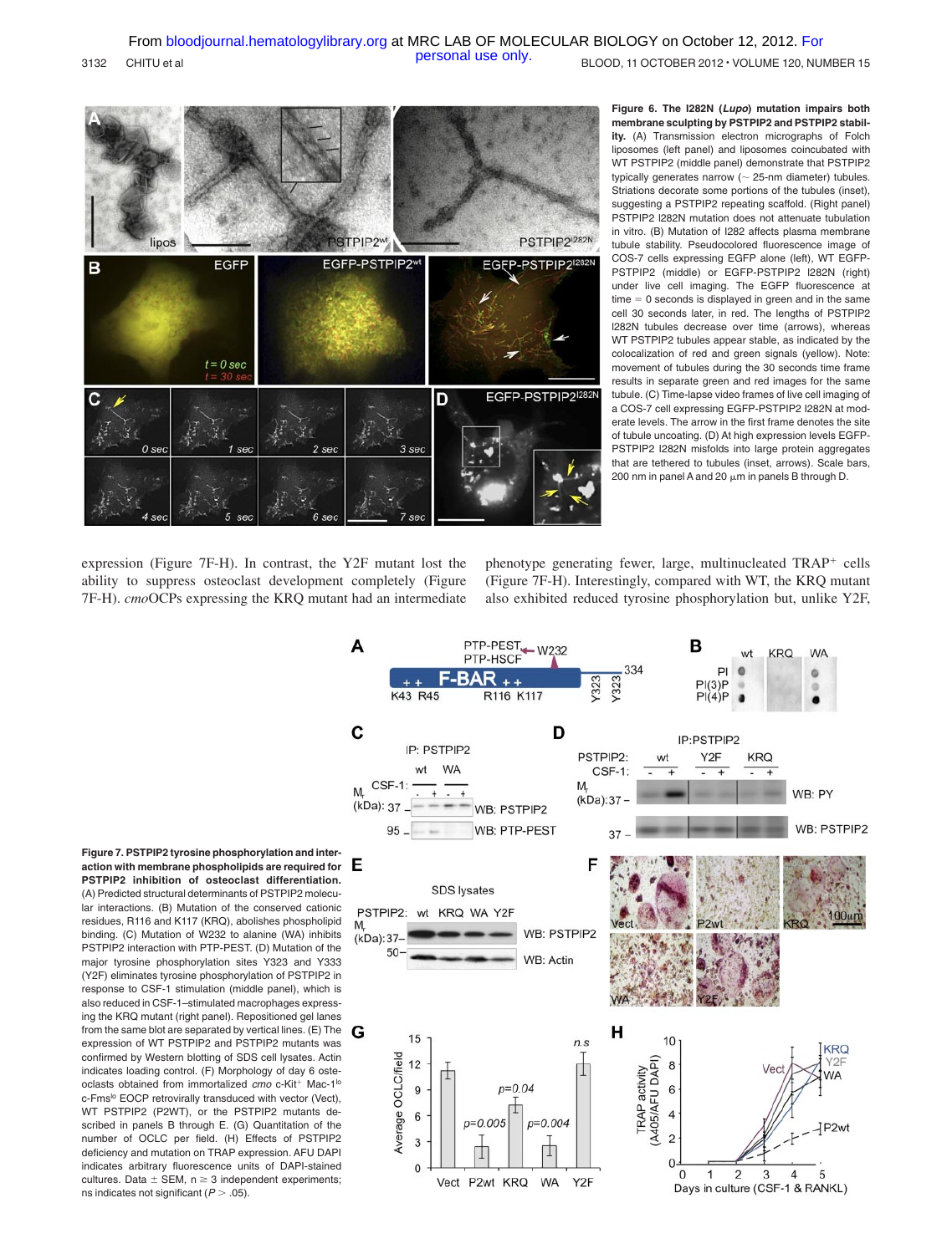**Figure 6. The I282N (*Lupo*) mutation impairs both membrane sculpting by PSTPIP2 and PSTPIP2 stability.** (A) Transmission electron micrographs of Folch liposomes (left panel) and liposomes coincubated with WT PSTPIP2 (middle panel) demonstrate that PSTPIP2 typically generates narrow (~ 25-nm diameter) tubules. Striations decorate some portions of the tubules (inset), suggesting a PSTPIP2 repeating scaffold. (Right panel) PSTPIP2 I282N mutation does not attenuate tubulation in vitro. (B) Mutation of I282 affects plasma membrane tubule stability. Pseudocolored fluorescence image of COS-7 cells expressing EGFP alone (left), WT EGFP-PSTPIP2 (middle) or EGFP-PSTPIP2 I282N (right) under live cell imaging. The EGFP fluorescence at time = 0 seconds is displayed in green and in the same cell 30 seconds later, in red. The lengths of PSTPIP2 I282N tubules decrease over time (arrows), whereas WT PSTPIP2 tubules appear stable, as indicated by the colocalization of red and green signals (yellow). Note: movement of tubules during the 30 seconds time frame results in separate green and red images for the same tubule. (C) Time-lapse video frames of live cell imaging of a COS-7 cell expressing EGFP-PSTPIP2 I282N at moderate levels. The arrow in the first frame denotes the site of tubule uncoating. (D) At high expression levels EGFP-PSTPIP2 I282N misfolds into large protein aggregates that are tethered to tubules (inset, arrows). Scale bars, 200 nm in panel A and 20 μm in panels B through D.

expression (Figure 7F-H). In contrast, the Y2F mutant lost the ability to suppress osteoclast development completely (Figure 7F-H). *cmo*OCPs expressing the KRQ mutant had an intermediate phenotype generating fewer, large, multinucleated TRAP⁺ cells (Figure 7F-H). Interestingly, compared with WT, the KRQ mutant also exhibited reduced tyrosine phosphorylation but, unlike Y2F,

**Figure 7. PSTPIP2 tyrosine phosphorylation and interaction with membrane phospholipids are required for PSTPIP2 inhibition of osteoclast differentiation.** (A) Predicted structural determinants of PSTPIP2 molecular interactions. (B) Mutation of the conserved cationic residues, R116 and K117 (KRQ), abolishes phospholipid binding. (C) Mutation of W232 to alanine (WA) inhibits PSTPIP2 interaction with PTP-PEST. (D) Mutation of the major tyrosine phosphorylation sites Y323 and Y333 (Y2F) eliminates tyrosine phosphorylation of PSTPIP2 in response to CSF-1 stimulation (middle panel), which is also reduced in CSF-1–stimulated macrophages expressing the KRQ mutant (right panel). Repositioned gel lanes from the same blot are separated by vertical lines. (E) The expression of WT PSTPIP2 and PSTPIP2 mutants was confirmed by Western blotting of SDS cell lysates. Actin indicates loading control. (F) Morphology of day 6 osteoclasts obtained from immortalized *cmo* c-Kit⁺ Mac-1^lo c-Fms^lo EOCP retrovirally transduced with vector (Vect), WT PSTPIP2 (P2WT), or the PSTPIP2 mutants described in panels B through E. (G) Quantitation of the number of OCLC per field. (H) Effects of PSTPIP2 deficiency and mutation on TRAP expression. AFU DAPI indicates arbitrary fluorescence units of DAPI-stained cultures. Data ± SEM, n ≥ 3 independent experiments; ns indicates not significant ($P > .05$).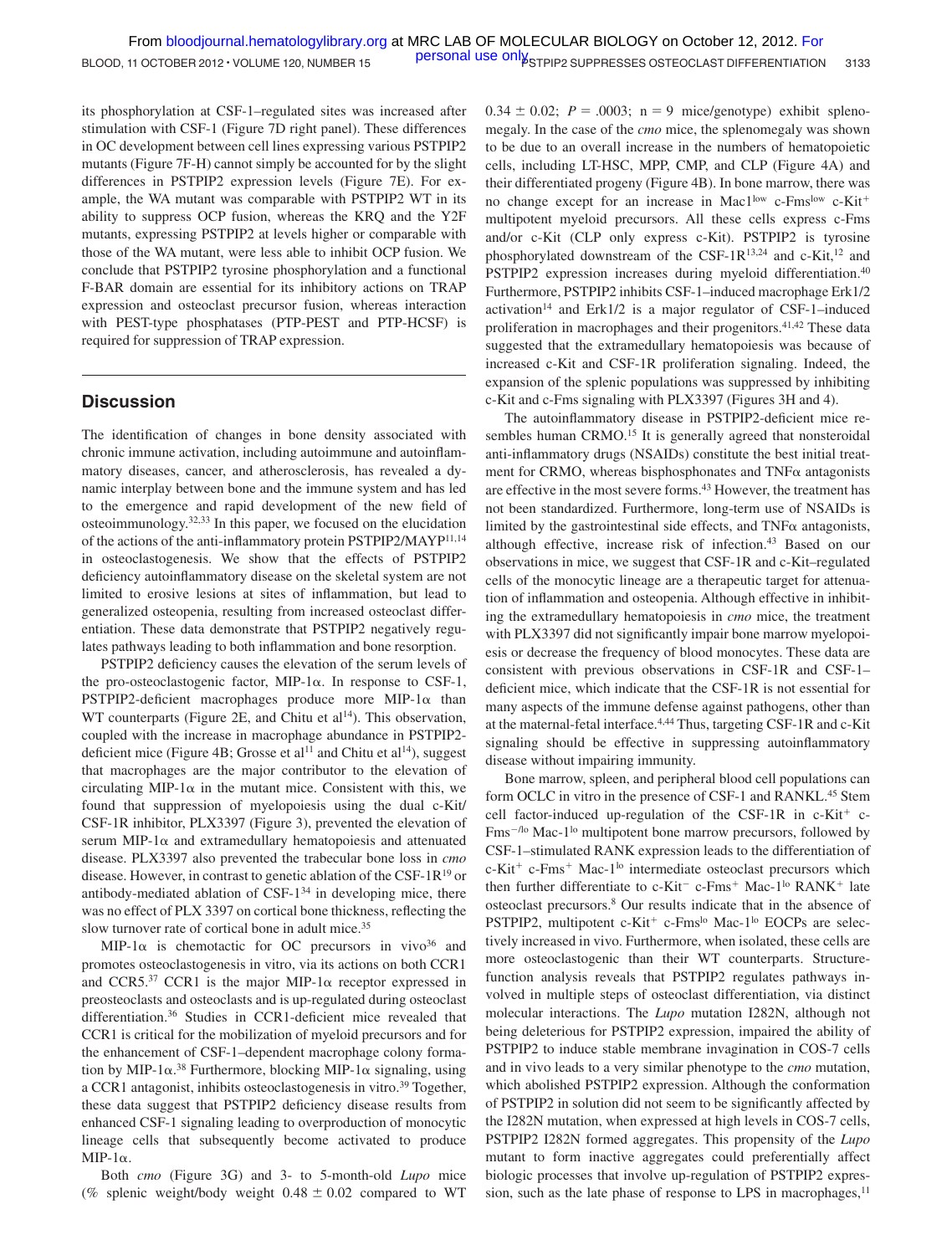its phosphorylation at CSF-1–regulated sites was increased after stimulation with CSF-1 (Figure 7D right panel). These differences in OC development between cell lines expressing various PSTPIP2 mutants (Figure 7F-H) cannot simply be accounted for by the slight differences in PSTPIP2 expression levels (Figure 7E). For example, the WA mutant was comparable with PSTPIP2 WT in its ability to suppress OCP fusion, whereas the KRQ and the Y2F mutants, expressing PSTPIP2 at levels higher or comparable with those of the WA mutant, were less able to inhibit OCP fusion. We conclude that PSTPIP2 tyrosine phosphorylation and a functional F-BAR domain are essential for its inhibitory actions on TRAP expression and osteoclast precursor fusion, whereas interaction with PEST-type phosphatases (PTP-PEST and PTP-HCSF) is required for suppression of TRAP expression.

## Discussion

The identification of changes in bone density associated with chronic immune activation, including autoimmune and autoinflammatory diseases, cancer, and atherosclerosis, has revealed a dynamic interplay between bone and the immune system and has led to the emergence and rapid development of the new field of osteoimmunology.[32,33] In this paper, we focused on the elucidation of the actions of the anti-inflammatory protein PSTPIP2/MAYP[11,14] in osteoclastogenesis. We show that the effects of PSTPIP2 deficiency autoinflammatory disease on the skeletal system are not limited to erosive lesions at sites of inflammation, but lead to generalized osteopenia, resulting from increased osteoclast differentiation. These data demonstrate that PSTPIP2 negatively regulates pathways leading to both inflammation and bone resorption.

PSTPIP2 deficiency causes the elevation of the serum levels of the pro-osteoclastogenic factor, MIP-1α. In response to CSF-1, PSTPIP2-deficient macrophages produce more MIP-1α than WT counterparts (Figure 2E, and Chitu et al[14]). This observation, coupled with the increase in macrophage abundance in PSTPIP2-deficient mice (Figure 4B; Grosse et al[11] and Chitu et al[14]), suggest that macrophages are the major contributor to the elevation of circulating MIP-1α in the mutant mice. Consistent with this, we found that suppression of myelopoiesis using the dual c-Kit/CSF-1R inhibitor, PLX3397 (Figure 3), prevented the elevation of serum MIP-1α and extramedullary hematopoiesis and attenuated disease. PLX3397 also prevented the trabecular bone loss in *cmo* disease. However, in contrast to genetic ablation of the CSF-1R[19] or antibody-mediated ablation of CSF-1[34] in developing mice, there was no effect of PLX 3397 on cortical bone thickness, reflecting the slow turnover rate of cortical bone in adult mice.[35]

MIP-1α is chemotactic for OC precursors in vivo[36] and promotes osteoclastogenesis in vitro, via its actions on both CCR1 and CCR5.[37] CCR1 is the major MIP-1α receptor expressed in preosteoclasts and osteoclasts and is up-regulated during osteoclast differentiation.[36] Studies in CCR1-deficient mice revealed that CCR1 is critical for the mobilization of myeloid precursors and for the enhancement of CSF-1–dependent macrophage colony formation by MIP-1α.[38] Furthermore, blocking MIP-1α signaling, using a CCR1 antagonist, inhibits osteoclastogenesis in vitro.[39] Together, these data suggest that PSTPIP2 deficiency disease results from enhanced CSF-1 signaling leading to overproduction of monocytic lineage cells that subsequently become activated to produce MIP-1α.

Both *cmo* (Figure 3G) and 3- to 5-month-old *Lupo* mice (% splenic weight/body weight 0.48 ± 0.02 compared to WT 0.34 ± 0.02; $P = .0003$; n = 9 mice/genotype) exhibit splenomegaly. In the case of the *cmo* mice, the splenomegaly was shown to be due to an overall increase in the numbers of hematopoietic cells, including LT-HSC, MPP, CMP, and CLP (Figure 4A) and their differentiated progeny (Figure 4B). In bone marrow, there was no change except for an increase in Mac1$^{low}$ c-Fms$^{low}$ c-Kit$^+$ multipotent myeloid precursors. All these cells express c-Fms and/or c-Kit (CLP only express c-Kit). PSTPIP2 is tyrosine phosphorylated downstream of the CSF-1R[13,24] and c-Kit,[12] and PSTPIP2 expression increases during myeloid differentiation.[40] Furthermore, PSTPIP2 inhibits CSF-1–induced macrophage Erk1/2 activation[14] and Erk1/2 is a major regulator of CSF-1–induced proliferation in macrophages and their progenitors.[41,42] These data suggested that the extramedullary hematopoiesis was because of increased c-Kit and CSF-1R proliferation signaling. Indeed, the expansion of the splenic populations was suppressed by inhibiting c-Kit and c-Fms signaling with PLX3397 (Figures 3H and 4).

The autoinflammatory disease in PSTPIP2-deficient mice resembles human CRMO.[15] It is generally agreed that nonsteroidal anti-inflammatory drugs (NSAIDs) constitute the best initial treatment for CRMO, whereas bisphosphonates and TNFα antagonists are effective in the most severe forms.[43] However, the treatment has not been standardized. Furthermore, long-term use of NSAIDs is limited by the gastrointestinal side effects, and TNFα antagonists, although effective, increase risk of infection.[43] Based on our observations in mice, we suggest that CSF-1R and c-Kit–regulated cells of the monocytic lineage are a therapeutic target for attenuation of inflammation and osteopenia. Although effective in inhibiting the extramedullary hematopoiesis in *cmo* mice, the treatment with PLX3397 did not significantly impair bone marrow myelopoiesis or decrease the frequency of blood monocytes. These data are consistent with previous observations in CSF-1R and CSF-1–deficient mice, which indicate that the CSF-1R is not essential for many aspects of the immune defense against pathogens, other than at the maternal-fetal interface.[4,44] Thus, targeting CSF-1R and c-Kit signaling should be effective in suppressing autoinflammatory disease without impairing immunity.

Bone marrow, spleen, and peripheral blood cell populations can form OCLC in vitro in the presence of CSF-1 and RANKL.[45] Stem cell factor-induced up-regulation of the CSF-1R in c-Kit$^+$ c-Fms$^{-/lo}$ Mac-1$^{lo}$ multipotent bone marrow precursors, followed by CSF-1–stimulated RANK expression leads to the differentiation of c-Kit$^+$ c-Fms$^+$ Mac-1$^{lo}$ intermediate osteoclast precursors which then further differentiate to c-Kit$^-$ c-Fms$^+$ Mac-1$^{lo}$ RANK$^+$ late osteoclast precursors.[8] Our results indicate that in the absence of PSTPIP2, multipotent c-Kit$^+$ c-Fms$^{lo}$ Mac-1$^{lo}$ EOCPs are selectively increased in vivo. Furthermore, when isolated, these cells are more osteoclastogenic than their WT counterparts. Structure-function analysis reveals that PSTPIP2 regulates pathways involved in multiple steps of osteoclast differentiation, via distinct molecular interactions. The *Lupo* mutation I282N, although not being deleterious for PSTPIP2 expression, impaired the ability of PSTPIP2 to induce stable membrane invagination in COS-7 cells and in vivo leads to a very similar phenotype to the *cmo* mutation, which abolished PSTPIP2 expression. Although the conformation of PSTPIP2 in solution did not seem to be significantly affected by the I282N mutation, when expressed at high levels in COS-7 cells, PSTPIP2 I282N formed aggregates. This propensity of the *Lupo* mutant to form inactive aggregates could preferentially affect biologic processes that involve up-regulation of PSTPIP2 expression, such as the late phase of response to LPS in macrophages,[11]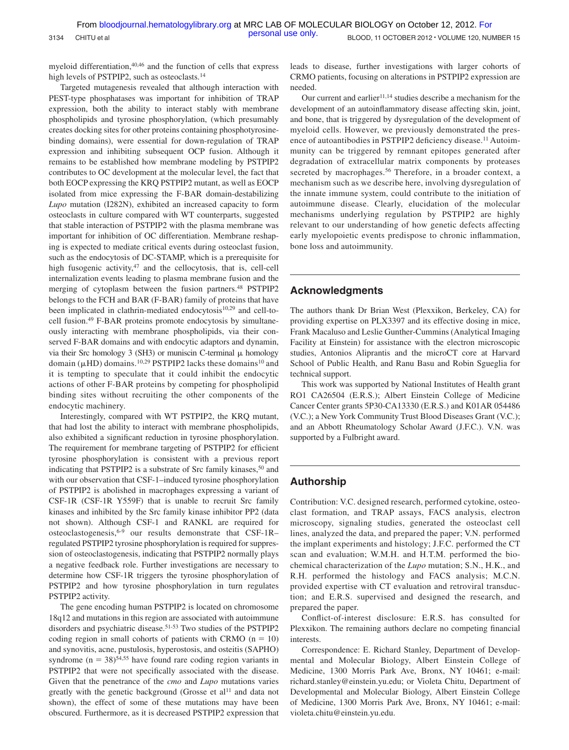myeloid differentiation,[40,46] and the function of cells that express high levels of PSTPIP2, such as osteoclasts.[14]

Targeted mutagenesis revealed that although interaction with PEST-type phosphatases was important for inhibition of TRAP expression, both the ability to interact stably with membrane phospholipids and tyrosine phosphorylation, (which presumably creates docking sites for other proteins containing phosphotyrosine-binding domains), were essential for down-regulation of TRAP expression and inhibiting subsequent OCP fusion. Although it remains to be established how membrane modeling by PSTPIP2 contributes to OC development at the molecular level, the fact that both EOCP expressing the KRQ PSTPIP2 mutant, as well as EOCP isolated from mice expressing the F-BAR domain-destabilizing *Lupo* mutation (I282N), exhibited an increased capacity to form osteoclasts in culture compared with WT counterparts, suggested that stable interaction of PSTPIP2 with the plasma membrane was important for inhibition of OC differentiation. Membrane reshaping is expected to mediate critical events during osteoclast fusion, such as the endocytosis of DC-STAMP, which is a prerequisite for high fusogenic activity,[47] and the cellocytosis, that is, cell-cell internalization events leading to plasma membrane fusion and the merging of cytoplasm between the fusion partners.[48] PSTPIP2 belongs to the FCH and BAR (F-BAR) family of proteins that have been implicated in clathrin-mediated endocytosis[10,29] and cell-to-cell fusion.[49] F-BAR proteins promote endocytosis by simultaneously interacting with membrane phospholipids, via their conserved F-BAR domains and with endocytic adaptors and dynamin, via their Src homology 3 (SH3) or muniscin C-terminal μ homology domain (μHD) domains.[10,29] PSTPIP2 lacks these domains[10] and it is tempting to speculate that it could inhibit the endocytic actions of other F-BAR proteins by competing for phospholipid binding sites without recruiting the other components of the endocytic machinery.

Interestingly, compared with WT PSTPIP2, the KRQ mutant, that had lost the ability to interact with membrane phospholipids, also exhibited a significant reduction in tyrosine phosphorylation. The requirement for membrane targeting of PSTPIP2 for efficient tyrosine phosphorylation is consistent with a previous report indicating that PSTPIP2 is a substrate of Src family kinases,[50] and with our observation that CSF-1–induced tyrosine phosphorylation of PSTPIP2 is abolished in macrophages expressing a variant of CSF-1R (CSF-1R Y559F) that is unable to recruit Src family kinases and inhibited by the Src family kinase inhibitor PP2 (data not shown). Although CSF-1 and RANKL are required for osteoclastogenesis,[6-9] our results demonstrate that CSF-1R–regulated PSTPIP2 tyrosine phosphorylation is required for suppression of osteoclastogenesis, indicating that PSTPIP2 normally plays a negative feedback role. Further investigations are necessary to determine how CSF-1R triggers the tyrosine phosphorylation of PSTPIP2 and how tyrosine phosphorylation in turn regulates PSTPIP2 activity.

The gene encoding human PSTPIP2 is located on chromosome 18q12 and mutations in this region are associated with autoimmune disorders and psychiatric disease.[51-53] Two studies of the PSTPIP2 coding region in small cohorts of patients with CRMO (n = 10) and synovitis, acne, pustulosis, hyperostosis, and osteitis (SAPHO) syndrome (n = 38)[54,55] have found rare coding region variants in PSTPIP2 that were not specifically associated with the disease. Given that the penetrance of the *cmo* and *Lupo* mutations varies greatly with the genetic background (Grosse et al[11] and data not shown), the effect of some of these mutations may have been obscured. Furthermore, as it is decreased PSTPIP2 expression that leads to disease, further investigations with larger cohorts of CRMO patients, focusing on alterations in PSTPIP2 expression are needed.

Our current and earlier[11,14] studies describe a mechanism for the development of an autoinflammatory disease affecting skin, joint, and bone, that is triggered by dysregulation of the development of myeloid cells. However, we previously demonstrated the presence of autoantibodies in PSTPIP2 deficiency disease.[11] Autoimmunity can be triggered by remnant epitopes generated after degradation of extracellular matrix components by proteases secreted by macrophages.[56] Therefore, in a broader context, a mechanism such as we describe here, involving dysregulation of the innate immune system, could contribute to the initiation of autoimmune disease. Clearly, elucidation of the molecular mechanisms underlying regulation by PSTPIP2 are highly relevant to our understanding of how genetic defects affecting early myelopoietic events predispose to chronic inflammation, bone loss and autoimmunity.

## Acknowledgments

The authors thank Dr Brian West (Plexxikon, Berkeley, CA) for providing expertise on PLX3397 and its effective dosing in mice, Frank Macaluso and Leslie Gunther-Cummins (Analytical Imaging Facility at Einstein) for assistance with the electron microscopic studies, Antonios Aliprantis and the microCT core at Harvard School of Public Health, and Ranu Basu and Robin Sgueglia for technical support.

This work was supported by National Institutes of Health grant RO1 CA26504 (E.R.S.); Albert Einstein College of Medicine Cancer Center grants 5P30-CA13330 (E.R.S.) and K01AR 054486 (V.C.); a New York Community Trust Blood Diseases Grant (V.C.); and an Abbott Rheumatology Scholar Award (J.F.C.). V.N. was supported by a Fulbright award.

## Authorship

Contribution: V.C. designed research, performed cytokine, osteoclast formation, and TRAP assays, FACS analysis, electron microscopy, signaling studies, generated the osteoclast cell lines, analyzed the data, and prepared the paper; V.N. performed the implant experiments and histology; J.F.C. performed the CT scan and evaluation; W.M.H. and H.T.M. performed the biochemical characterization of the *Lupo* mutation; S.N., H.K., and R.H. performed the histology and FACS analysis; M.C.N. provided expertise with CT evaluation and retroviral transduction; and E.R.S. supervised and designed the research, and prepared the paper.

Conflict-of-interest disclosure: E.R.S. has consulted for Plexxikon. The remaining authors declare no competing financial interests.

Correspondence: E. Richard Stanley, Department of Developmental and Molecular Biology, Albert Einstein College of Medicine, 1300 Morris Park Ave, Bronx, NY 10461; e-mail: richard.stanley@einstein.yu.edu; or Violeta Chitu, Department of Developmental and Molecular Biology, Albert Einstein College of Medicine, 1300 Morris Park Ave, Bronx, NY 10461; e-mail: violeta.chitu@einstein.yu.edu.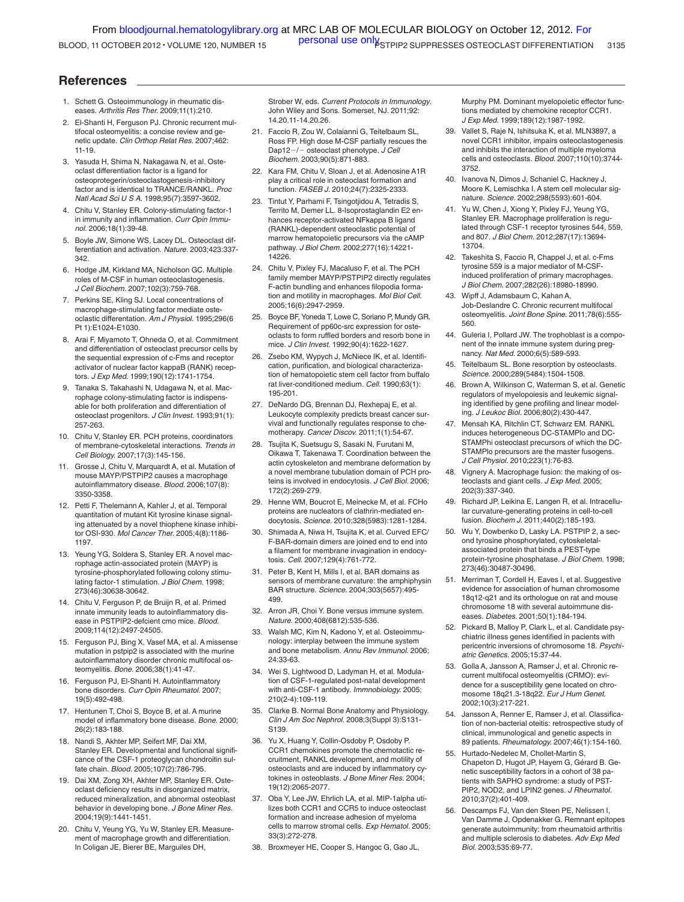## References

1. Schett G. Osteoimmunology in rheumatic diseases. *Arthritis Res Ther.* 2009;11(1):210.
2. El-Shanti H, Ferguson PJ. Chronic recurrent multifocal osteomyelitis: a concise review and genetic update. *Clin Orthop Relat Res.* 2007;462:11-19.
3. Yasuda H, Shima N, Nakagawa N, et al. Osteoclast differentiation factor is a ligand for osteoprotegerin/osteoclastogenesis-inhibitory factor and is identical to TRANCE/RANKL. *Proc Natl Acad Sci U S A.* 1998;95(7):3597-3602.
4. Chitu V, Stanley ER. Colony-stimulating factor-1 in immunity and inflammation. *Curr Opin Immunol.* 2006;18(1):39-48.
5. Boyle JW, Simone WS, Lacey DL. Osteoclast differentiation and activation. *Nature.* 2003;423:337-342.
6. Hodge JM, Kirkland MA, Nicholson GC. Multiple roles of M-CSF in human osteoclastogenesis. *J Cell Biochem.* 2007;102(3):759-768.
7. Perkins SE, Kling SJ. Local concentrations of macrophage-stimulating factor mediate osteoclastic differentiation. *Am J Physiol.* 1995;296(6 Pt 1):E1024-E1030.
8. Arai F, Miyamoto T, Ohneda O, et al. Commitment and differentiation of osteoclast precursor cells by the sequential expression of c-Fms and receptor activator of nuclear factor kappaB (RANK) receptors. *J Exp Med.* 1999;190(12):1741-1754.
9. Tanaka S, Takahashi N, Udagawa N, et al. Macrophage colony-stimulating factor is indispensable for both proliferation and differentiation of osteoclast progenitors. *J Clin Invest.* 1993;91(1):257-263.
10. Chitu V, Stanley ER. PCH proteins, coordinators of membrane-cytoskeletal interactions. *Trends in Cell Biology.* 2007;17(3):145-156.
11. Grosse J, Chitu V, Marquardt A, et al. Mutation of mouse MAYP/PSTPIP2 causes a macrophage autoinflammatory disease. *Blood.* 2006;107(8):3350-3358.
12. Petti F, Thelemann A, Kahler J, et al. Temporal quantitation of mutant Kit tyrosine kinase signaling attenuated by a novel thiophene kinase inhibitor OSI-930. *Mol Cancer Ther.* 2005;4(8):1186-1197.
13. Yeung YG, Soldera S, Stanley ER. A novel macrophage actin-associated protein (MAYP) is tyrosine-phosphorylated following colony stimulating factor-1 stimulation. *J Biol Chem.* 1998;273(46):30638-30642.
14. Chitu V, Ferguson P, de Bruijn R, et al. Primed innate immunity leads to autoinflammatory disease in PSTPIP2-defcient cmo mice. *Blood.* 2009;114(12):2497-24505.
15. Ferguson PJ, Bing X, Vasef MA, et al. A missense mutation in pstpip2 is associated with the murine autoinflammatory disorder chronic multifocal osteomyelitis. *Bone.* 2006;38(1):41-47.
16. Ferguson PJ, El-Shanti H. Autoinflammatory bone disorders. *Curr Opin Rheumatol.* 2007;19(5):492-498.
17. Hentunen T, Choi S, Boyce B, et al. A murine model of inflammatory bone disease. *Bone.* 2000;26(2):183-188.
18. Nandi S, Akhter MP, Seifert MF, Dai XM, Stanley ER. Developmental and functional significance of the CSF-1 proteoglycan chondroitin sulfate chain. *Blood.* 2005;107(2):786-795.
19. Dai XM, Zong XH, Akhter MP, Stanley ER. Osteoclast deficiency results in disorganized matrix, reduced mineralization, and abnormal osteoblast behavior in developing bone. *J Bone Miner Res.* 2004;19(9):1441-1451.
20. Chitu V, Yeung YG, Yu W, Stanley ER. Measurement of macrophage growth and differentiation. In Coligan JE, Bierer BE, Marguiles DH, Strober W, eds. *Current Protocols in Immunology.* John Wiley and Sons. Somerset, NJ. 2011;92:14.20.11-14.20.26.
21. Faccio R, Zou W, Colaianni G, Teitelbaum SL, Ross FP. High dose M-CSF partially rescues the Dap12−/− osteoclast phenotype. *J Cell Biochem.* 2003;90(5):871-883.
22. Kara FM, Chitu V, Sloan J, et al. Adenosine A1R play a critical role in osteoclast formation and function. *FASEB J.* 2010;24(7):2325-2333.
23. Tintut Y, Parhami F, Tsingotjidou A, Tetradis S, Territo M, Demer LL. 8-Isoprostaglandin E2 enhances receptor-activated NFkappa B ligand (RANKL)-dependent osteoclastic potential of marrow hematopoietic precursors via the cAMP pathway. *J Biol Chem.* 2002;277(16):14221-14226.
24. Chitu V, Pixley FJ, Macaluso F, et al. The PCH family member MAYP/PSTPIP2 directly regulates F-actin bundling and enhances filopodia formation and motility in macrophages. *Mol Biol Cell.* 2005;16(6):2947-2959.
25. Boyce BF, Yoneda T, Lowe C, Soriano P, Mundy GR. Requirement of pp60c-src expression for osteoclasts to form ruffled borders and resorb bone in mice. *J Clin Invest.* 1992;90(4):1622-1627.
26. Zsebo KM, Wypych J, McNiece IK, et al. Identification, purification, and biological characterization of hematopoietic stem cell factor from buffalo rat liver-conditioned medium. *Cell.* 1990;63(1):195-201.
27. DeNardo DG, Brennan DJ, Rexhepaj E, et al. Leukocyte complexity predicts breast cancer survival and functionally regulates response to chemotherapy. *Cancer Discov.* 2011;1(1):54-67.
28. Tsujita K, Suetsugu S, Sasaki N, Furutani M, Oikawa T, Takenawa T. Coordination between the actin cytoskeleton and membrane deformation by a novel membrane tubulation domain of PCH proteins is involved in endocytosis. *J Cell Biol.* 2006;172(2):269-279.
29. Henne WM, Boucrot E, Meinecke M, et al. FCHo proteins are nucleators of clathrin-mediated endocytosis. *Science.* 2010;328(5983):1281-1284.
30. Shimada A, Niwa H, Tsujita K, et al. Curved EFC/F-BAR-domain dimers are joined end to end into a filament for membrane invagination in endocytosis. *Cell.* 2007;129(4):761-772.
31. Peter B, Kent H, Mills I, et al. BAR domains as sensors of membrane curvature: the amphiphysin BAR structure. *Science.* 2004;303(5657):495-499.
32. Arron JR, Choi Y. Bone versus immune system. *Nature.* 2000;408(6812):535-536.
33. Walsh MC, Kim N, Kadono Y, et al. Osteoimmunology: interplay between the immune system and bone metabolism. *Annu Rev Immunol.* 2006;24:33-63.
34. Wei S, Lightwood D, Ladyman H, et al. Modulation of CSF-1-regulated post-natal development with anti-CSF-1 antibody. *Immnobiology.* 2005;210(2-4):109-119.
35. Clarke B. Normal Bone Anatomy and Physiology. *Clin J Am Soc Nephrol.* 2008;3(Suppl 3):S131-S139.
36. Yu X, Huang Y, Collin-Osdoby P, Osdoby P. CCR1 chemokines promote the chemotactic recruitment, RANKL development, and motility of osteoclasts and are induced by inflammatory cytokines in osteoblasts. *J Bone Miner Res.* 2004;19(12):2065-2077.
37. Oba Y, Lee JW, Ehrlich LA, et al. MIP-1alpha utilizes both CCR1 and CCR5 to induce osteoclast formation and increase adhesion of myeloma cells to marrow stromal cells. *Exp Hematol.* 2005;33(3):272-278.
38. Broxmeyer HE, Cooper S, Hangoc G, Gao JL, Murphy PM. Dominant myelopoietic effector functions mediated by chemokine receptor CCR1. *J Exp Med.* 1999;189(12):1987-1992.
39. Vallet S, Raje N, Ishitsuka K, et al. MLN3897, a novel CCR1 inhibitor, impairs osteoclastogenesis and inhibits the interaction of multiple myeloma cells and osteoclasts. *Blood.* 2007;110(10):3744-3752.
40. Ivanova N, Dimos J, Schaniel C, Hackney J, Moore K, Lemischka I. A stem cell molecular signature. *Science.* 2002;298(5593):601-604.
41. Yu W, Chen J, Xiong Y, Pixley FJ, Yeung YG, Stanley ER. Macrophage proliferation is regulated through CSF-1 receptor tyrosines 544, 559, and 807. *J Biol Chem.* 2012;287(17):13694-13704.
42. Takeshita S, Faccio R, Chappel J, et al. c-Fms tyrosine 559 is a major mediator of M-CSF-induced proliferation of primary macrophages. *J Biol Chem.* 2007;282(26):18980-18990.
43. Wipff J, Adamsbaum C, Kahan A, Job-Deslandre C. Chronic recurrent multifocal osteomyelitis. *Joint Bone Spine.* 2011;78(6):555-560.
44. Guleria I, Pollard JW. The trophoblast is a component of the innate immune system during pregnancy. *Nat Med.* 2000;6(5):589-593.
45. Teitelbaum SL. Bone resorption by osteoclasts. *Science.* 2000;289(5484):1504-1508.
46. Brown A, Wilkinson C, Waterman S, et al. Genetic regulators of myelopoiesis and leukemic signaling identified by gene profiling and linear modeling. *J Leukoc Biol.* 2006;80(2):430-447.
47. Mensah KA, Ritchlin CT, Schwarz EM. RANKL induces heterogeneous DC-STAMPlo and DC-STAMPhi osteoclast precursors of which the DC-STAMPlo precursors are the master fusogens. *J Cell Physiol.* 2010;223(1):76-83.
48. Vignery A. Macrophage fusion: the making of osteoclasts and giant cells. *J Exp Med.* 2005;202(3):337-340.
49. Richard JP, Leikina E, Langen R, et al. Intracellular curvature-generating proteins in cell-to-cell fusion. *Biochem J.* 2011;440(2):185-193.
50. Wu Y, Dowbenko D, Lasky LA. PSTPIP 2, a second tyrosine phosphorylated, cytoskeletal-associated protein that binds a PEST-type protein-tyrosine phosphatase. *J Biol Chem.* 1998;273(46):30487-30496.
51. Merriman T, Cordell H, Eaves I, et al. Suggestive evidence for association of human chromosome 18q12-q21 and its orthologue on rat and mouse chromosome 18 with several autoimmune diseases. *Diabetes.* 2001;50(1):184-194.
52. Pickard B, Malloy P, Clark L, et al. Candidate psychiatric illness genes identified in patients with pericentric inversions of chromosome 18. *Psychiatric Genetics.* 2005;15:37-44.
53. Golla A, Jansson A, Ramser J, et al. Chronic recurrent multifocal osteomyelitis (CRMO): evidence for a susceptibility gene located on chromosome 18q21.3-18q22. *Eur J Hum Genet.* 2002;10(3):217-221.
54. Jansson A, Renner E, Ramser J, et al. Classification of non-bacterial oteitis: retrospective study of clinical, immunological and genetic aspects in 89 patients. *Rheumatology.* 2007;46(1):154-160.
55. Hurtado-Nedelec M, Chollet-Martin S, Chapeton D, Hugot JP, Hayem G, Gérard B. Genetic susceptibility factors in a cohort of 38 patients with SAPHO syndrome: a study of PSTPIP2, NOD2, and LPIN2 genes. *J Rheumatol.* 2010;37(2):401-409.
56. Descamps FJ, Van den Steen PE, Nelissen I, Van Damme J, Opdenakker G. Remnant epitopes generate autoimmunity: from rheumatoid arthritis and multiple sclerosis to diabetes. *Adv Exp Med Biol.* 2003;535:69-77.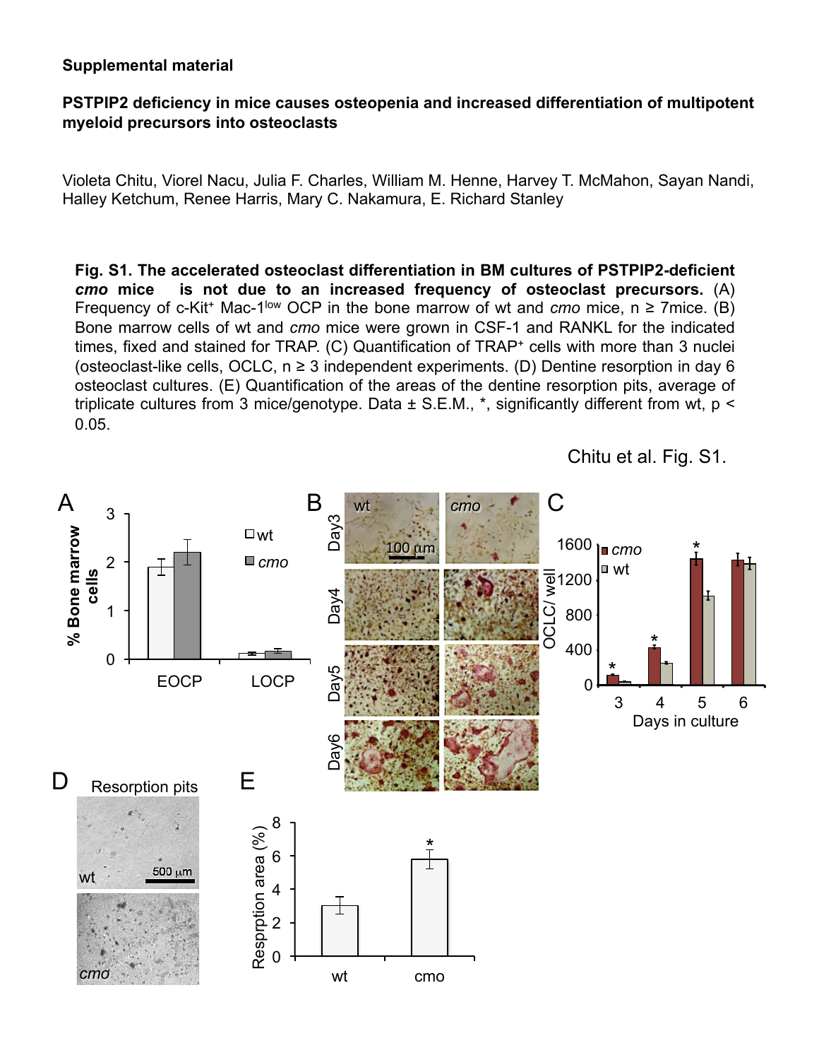**Supplemental material**

**PSTPIP2 deficiency in mice causes osteopenia and increased differentiation of multipotent myeloid precursors into osteoclasts**

Violeta Chitu, Viorel Nacu, Julia F. Charles, William M. Henne, Harvey T. McMahon, Sayan Nandi, Halley Ketchum, Renee Harris, Mary C. Nakamura, E. Richard Stanley

**Fig. S1. The accelerated osteoclast differentiation in BM cultures of PSTPIP2-deficient *cmo* mice is not due to an increased frequency of osteoclast precursors.** (A) Frequency of c-Kit$^{+}$ Mac-1$^{low}$ OCP in the bone marrow of wt and *cmo* mice, n ≥ 7mice. (B) Bone marrow cells of wt and *cmo* mice were grown in CSF-1 and RANKL for the indicated times, fixed and stained for TRAP. (C) Quantification of TRAP$^{+}$ cells with more than 3 nuclei (osteoclast-like cells, OCLC, n ≥ 3 independent experiments. (D) Dentine resorption in day 6 osteoclast cultures. (E) Quantification of the areas of the dentine resorption pits, average of triplicate cultures from 3 mice/genotype. Data ± S.E.M., *, significantly different from wt, $p < 0.05$.

Chitu et al. Fig. S1.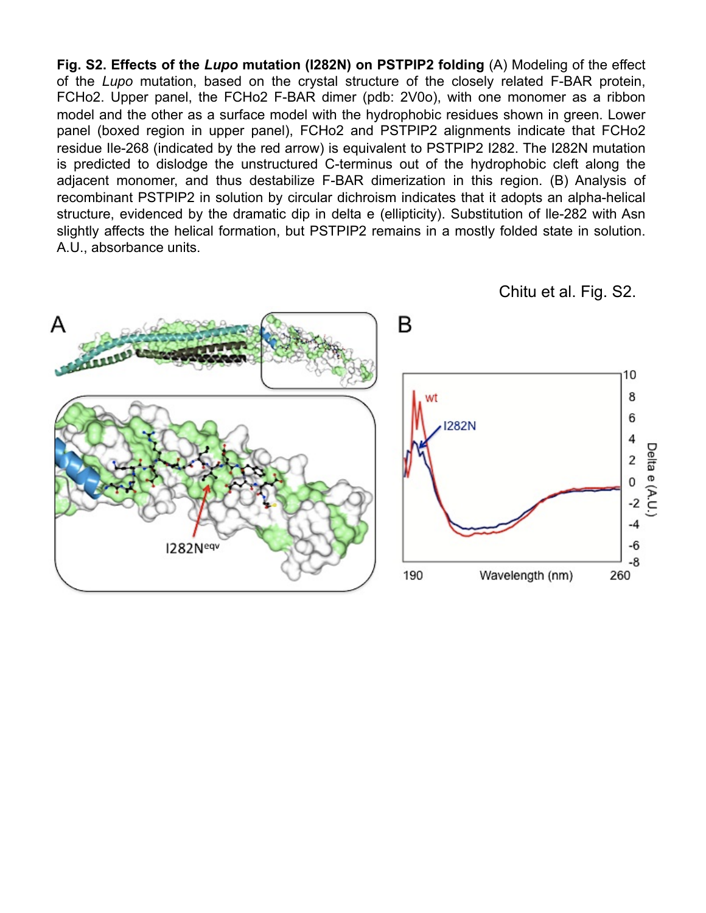**Fig. S2. Effects of the *Lupo* mutation (I282N) on PSTPIP2 folding** (A) Modeling of the effect of the *Lupo* mutation, based on the crystal structure of the closely related F-BAR protein, FCHo2. Upper panel, the FCHo2 F-BAR dimer (pdb: 2V0o), with one monomer as a ribbon model and the other as a surface model with the hydrophobic residues shown in green. Lower panel (boxed region in upper panel), FCHo2 and PSTPIP2 alignments indicate that FCHo2 residue Ile-268 (indicated by the red arrow) is equivalent to PSTPIP2 I282. The I282N mutation is predicted to dislodge the unstructured C-terminus out of the hydrophobic cleft along the adjacent monomer, and thus destabilize F-BAR dimerization in this region. (B) Analysis of recombinant PSTPIP2 in solution by circular dichroism indicates that it adopts an alpha-helical structure, evidenced by the dramatic dip in delta e (ellipticity). Substitution of Ile-282 with Asn slightly affects the helical formation, but PSTPIP2 remains in a mostly folded state in solution. A.U., absorbance units.

Chitu et al. Fig. S2.

A

I282N$^{eqv}$

B

wt

I282N

190

Wavelength (nm)

260

Delta e (A.U.)

10
8
6
4
2
0
-2
-4
-6
-8